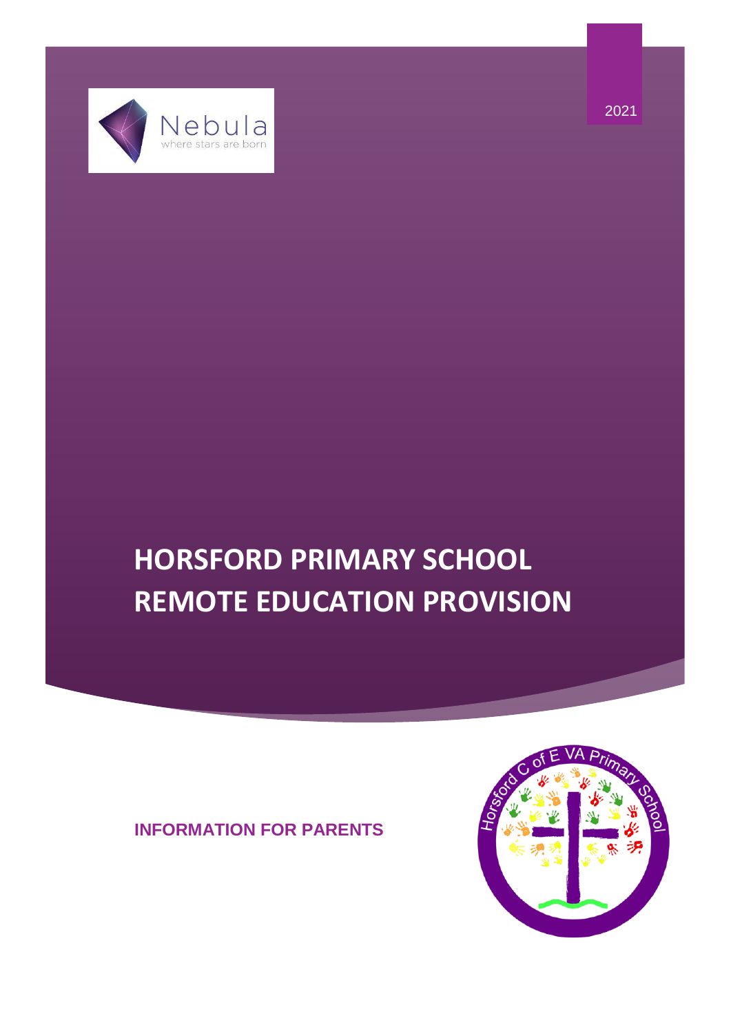2021

# HORSFORD PRIMARY SCHOOL REMOTE EDUCATION PROVISION

**INFORMATION FOR PARENTS**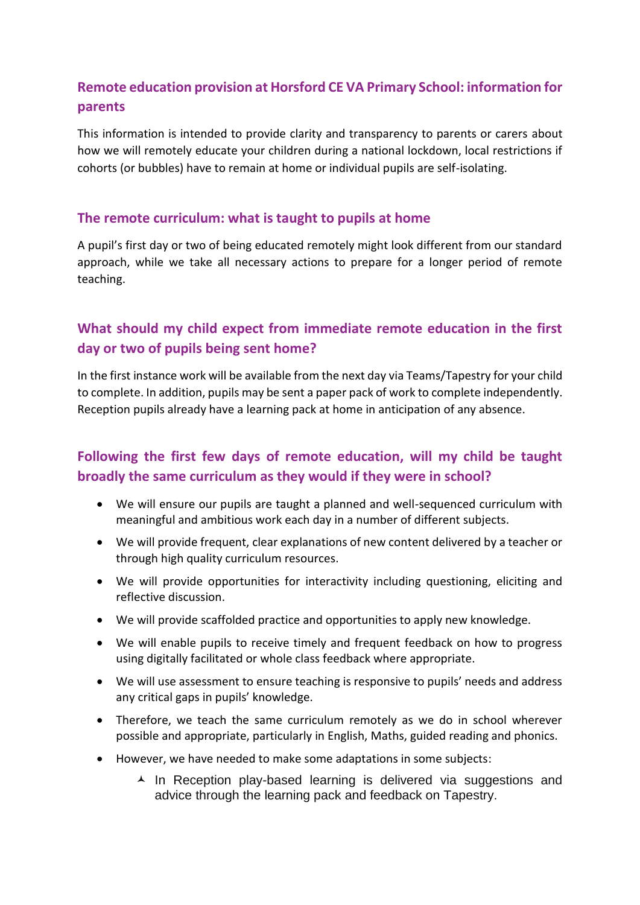## Remote education provision at Horsford CE VA Primary School: information for parents

This information is intended to provide clarity and transparency to parents or carers about how we will remotely educate your children during a national lockdown, local restrictions if cohorts (or bubbles) have to remain at home or individual pupils are self-isolating.

### The remote curriculum: what is taught to pupils at home

A pupil's first day or two of being educated remotely might look different from our standard approach, while we take all necessary actions to prepare for a longer period of remote teaching.

### What should my child expect from immediate remote education in the first day or two of pupils being sent home?

In the first instance work will be available from the next day via Teams/Tapestry for your child to complete. In addition, pupils may be sent a paper pack of work to complete independently. Reception pupils already have a learning pack at home in anticipation of any absence.

### Following the first few days of remote education, will my child be taught broadly the same curriculum as they would if they were in school?

- We will ensure our pupils are taught a planned and well-sequenced curriculum with meaningful and ambitious work each day in a number of different subjects.
- We will provide frequent, clear explanations of new content delivered by a teacher or through high quality curriculum resources.
- We will provide opportunities for interactivity including questioning, eliciting and reflective discussion.
- We will provide scaffolded practice and opportunities to apply new knowledge.
- We will enable pupils to receive timely and frequent feedback on how to progress using digitally facilitated or whole class feedback where appropriate.
- We will use assessment to ensure teaching is responsive to pupils' needs and address any critical gaps in pupils' knowledge.
- Therefore, we teach the same curriculum remotely as we do in school wherever possible and appropriate, particularly in English, Maths, guided reading and phonics.
- However, we have needed to make some adaptations in some subjects:
  - In Reception play-based learning is delivered via suggestions and advice through the learning pack and feedback on Tapestry.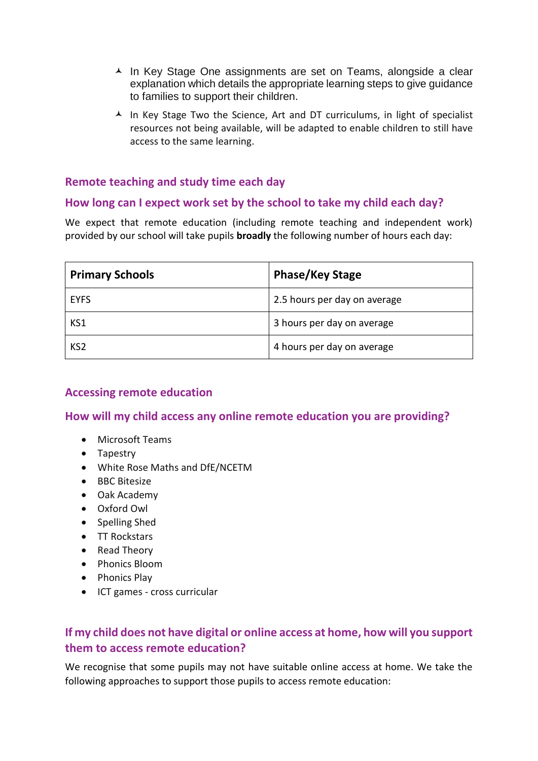- In Key Stage One assignments are set on Teams, alongside a clear explanation which details the appropriate learning steps to give guidance to families to support their children.
- In Key Stage Two the Science, Art and DT curriculums, in light of specialist resources not being available, will be adapted to enable children to still have access to the same learning.

## Remote teaching and study time each day

### How long can I expect work set by the school to take my child each day?

We expect that remote education (including remote teaching and independent work) provided by our school will take pupils **broadly** the following number of hours each day:

| **Primary Schools** | **Phase/Key Stage** |
| --- | --- |
| EYFS | 2.5 hours per day on average |
| KS1 | 3 hours per day on average |
| KS2 | 4 hours per day on average |

## Accessing remote education

### How will my child access any online remote education you are providing?

- Microsoft Teams
- Tapestry
- White Rose Maths and DfE/NCETM
- BBC Bitesize
- Oak Academy
- Oxford Owl
- Spelling Shed
- TT Rockstars
- Read Theory
- Phonics Bloom
- Phonics Play
- ICT games - cross curricular

### If my child does not have digital or online access at home, how will you support them to access remote education?

We recognise that some pupils may not have suitable online access at home. We take the following approaches to support those pupils to access remote education: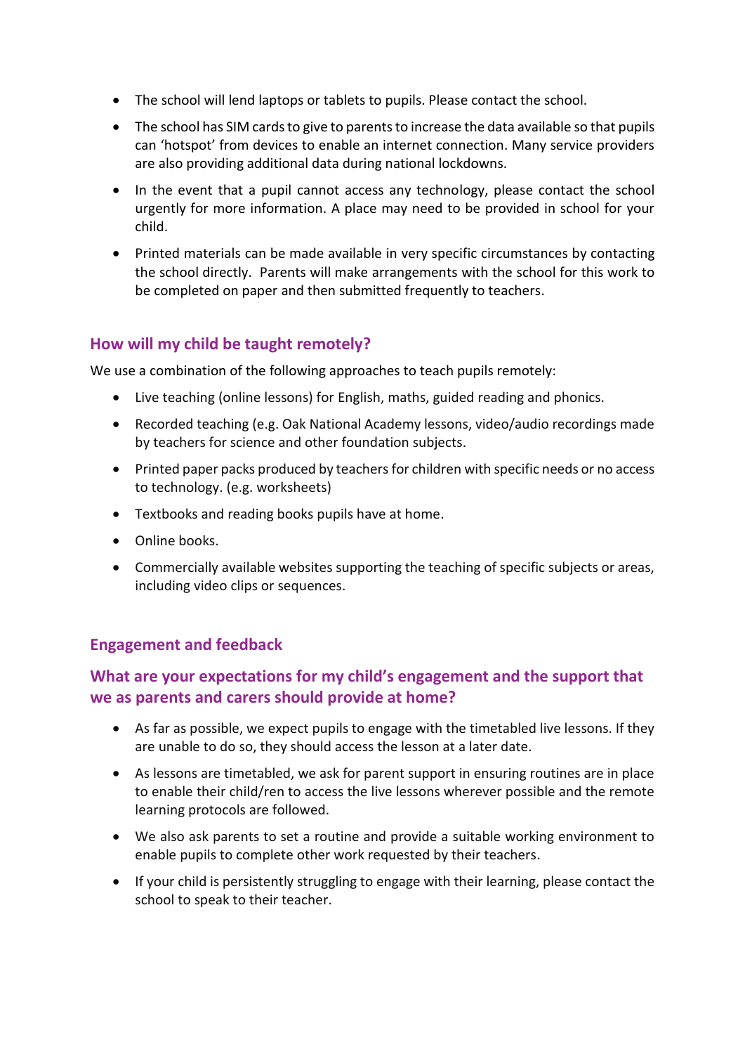- The school will lend laptops or tablets to pupils. Please contact the school.
- The school has SIM cards to give to parents to increase the data available so that pupils can 'hotspot' from devices to enable an internet connection. Many service providers are also providing additional data during national lockdowns.
- In the event that a pupil cannot access any technology, please contact the school urgently for more information. A place may need to be provided in school for your child.
- Printed materials can be made available in very specific circumstances by contacting the school directly. Parents will make arrangements with the school for this work to be completed on paper and then submitted frequently to teachers.

## How will my child be taught remotely?

We use a combination of the following approaches to teach pupils remotely:

- Live teaching (online lessons) for English, maths, guided reading and phonics.
- Recorded teaching (e.g. Oak National Academy lessons, video/audio recordings made by teachers for science and other foundation subjects.
- Printed paper packs produced by teachers for children with specific needs or no access to technology. (e.g. worksheets)
- Textbooks and reading books pupils have at home.
- Online books.
- Commercially available websites supporting the teaching of specific subjects or areas, including video clips or sequences.

## Engagement and feedback

## What are your expectations for my child's engagement and the support that we as parents and carers should provide at home?

- As far as possible, we expect pupils to engage with the timetabled live lessons. If they are unable to do so, they should access the lesson at a later date.
- As lessons are timetabled, we ask for parent support in ensuring routines are in place to enable their child/ren to access the live lessons wherever possible and the remote learning protocols are followed.
- We also ask parents to set a routine and provide a suitable working environment to enable pupils to complete other work requested by their teachers.
- If your child is persistently struggling to engage with their learning, please contact the school to speak to their teacher.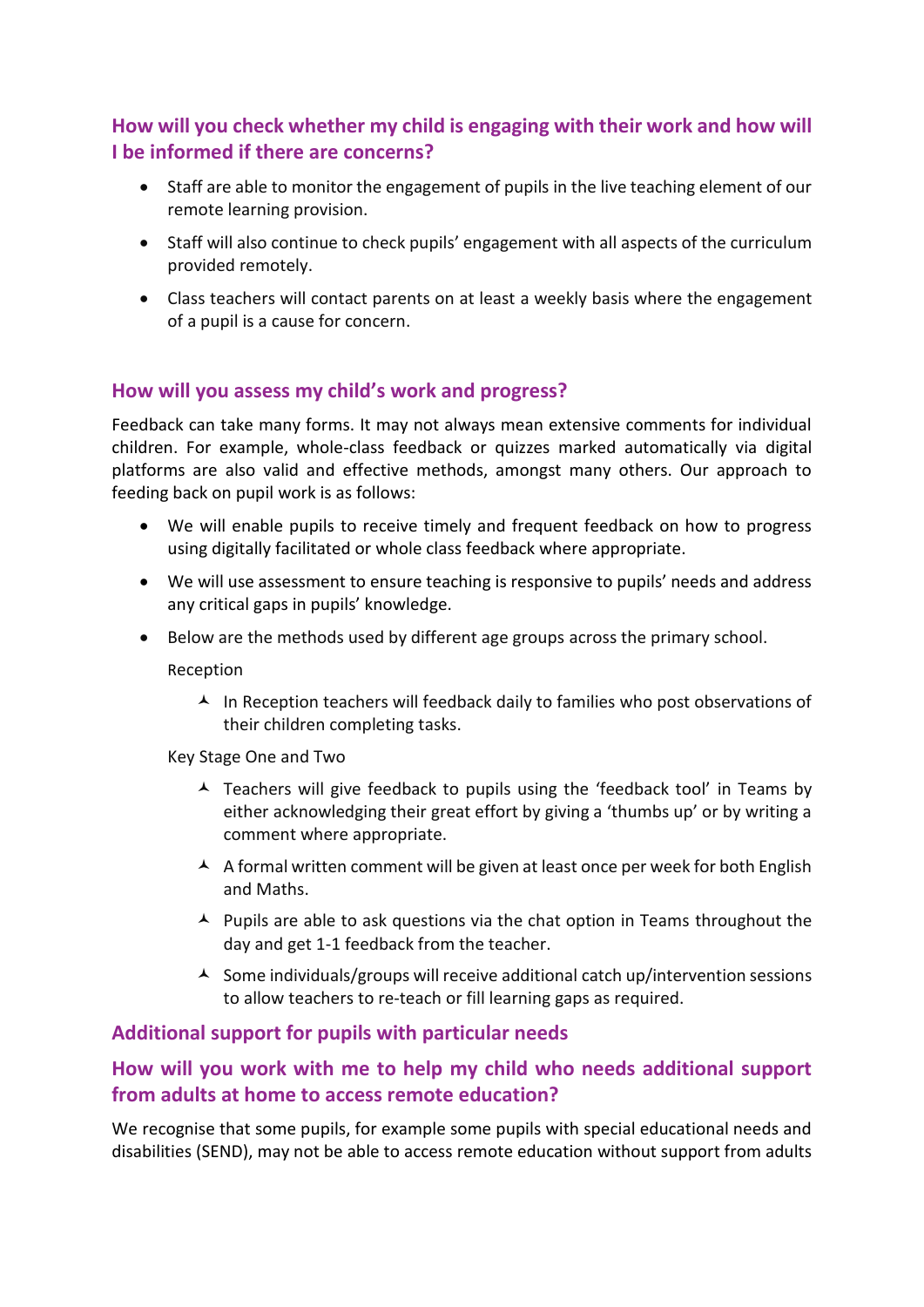## How will you check whether my child is engaging with their work and how will I be informed if there are concerns?

- Staff are able to monitor the engagement of pupils in the live teaching element of our remote learning provision.
- Staff will also continue to check pupils' engagement with all aspects of the curriculum provided remotely.
- Class teachers will contact parents on at least a weekly basis where the engagement of a pupil is a cause for concern.

## How will you assess my child's work and progress?

Feedback can take many forms. It may not always mean extensive comments for individual children. For example, whole-class feedback or quizzes marked automatically via digital platforms are also valid and effective methods, amongst many others. Our approach to feeding back on pupil work is as follows:

- We will enable pupils to receive timely and frequent feedback on how to progress using digitally facilitated or whole class feedback where appropriate.
- We will use assessment to ensure teaching is responsive to pupils' needs and address any critical gaps in pupils' knowledge.
- Below are the methods used by different age groups across the primary school.

  Reception

  - In Reception teachers will feedback daily to families who post observations of their children completing tasks.

  Key Stage One and Two

  - Teachers will give feedback to pupils using the 'feedback tool' in Teams by either acknowledging their great effort by giving a 'thumbs up' or by writing a comment where appropriate.
  - A formal written comment will be given at least once per week for both English and Maths.
  - Pupils are able to ask questions via the chat option in Teams throughout the day and get 1-1 feedback from the teacher.
  - Some individuals/groups will receive additional catch up/intervention sessions to allow teachers to re-teach or fill learning gaps as required.

## Additional support for pupils with particular needs

## How will you work with me to help my child who needs additional support from adults at home to access remote education?

We recognise that some pupils, for example some pupils with special educational needs and disabilities (SEND), may not be able to access remote education without support from adults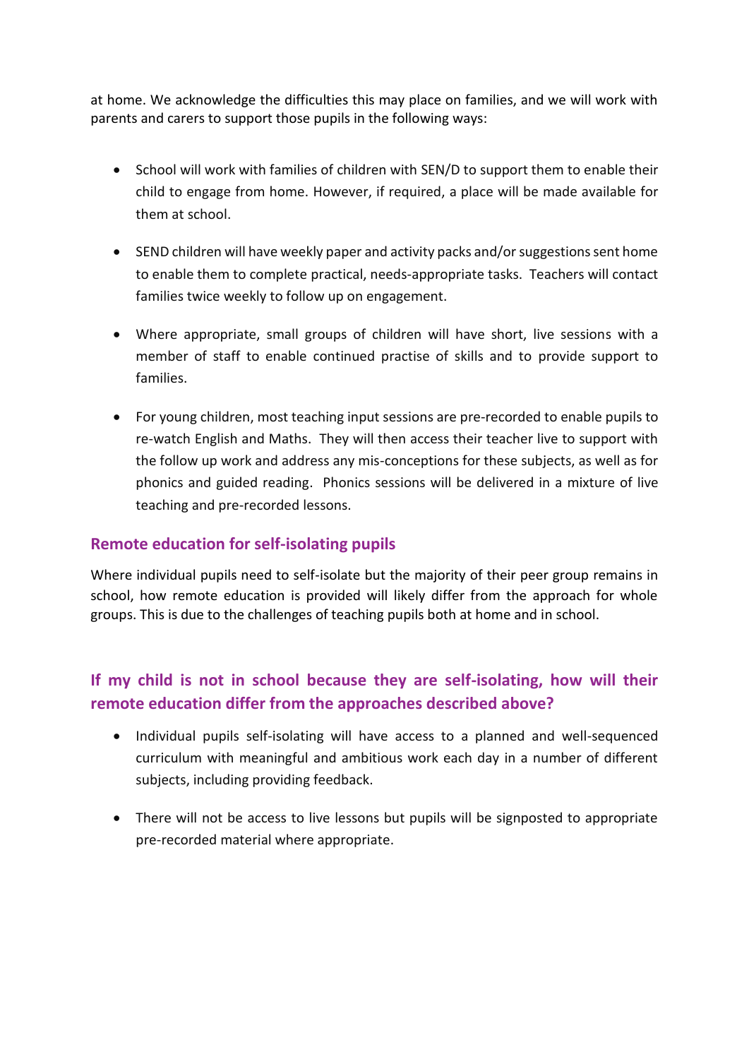at home. We acknowledge the difficulties this may place on families, and we will work with parents and carers to support those pupils in the following ways:

- School will work with families of children with SEN/D to support them to enable their child to engage from home. However, if required, a place will be made available for them at school.
- SEND children will have weekly paper and activity packs and/or suggestions sent home to enable them to complete practical, needs-appropriate tasks. Teachers will contact families twice weekly to follow up on engagement.
- Where appropriate, small groups of children will have short, live sessions with a member of staff to enable continued practise of skills and to provide support to families.
- For young children, most teaching input sessions are pre-recorded to enable pupils to re-watch English and Maths. They will then access their teacher live to support with the follow up work and address any mis-conceptions for these subjects, as well as for phonics and guided reading. Phonics sessions will be delivered in a mixture of live teaching and pre-recorded lessons.

## Remote education for self-isolating pupils

Where individual pupils need to self-isolate but the majority of their peer group remains in school, how remote education is provided will likely differ from the approach for whole groups. This is due to the challenges of teaching pupils both at home and in school.

## If my child is not in school because they are self-isolating, how will their remote education differ from the approaches described above?

- Individual pupils self-isolating will have access to a planned and well-sequenced curriculum with meaningful and ambitious work each day in a number of different subjects, including providing feedback.
- There will not be access to live lessons but pupils will be signposted to appropriate pre-recorded material where appropriate.